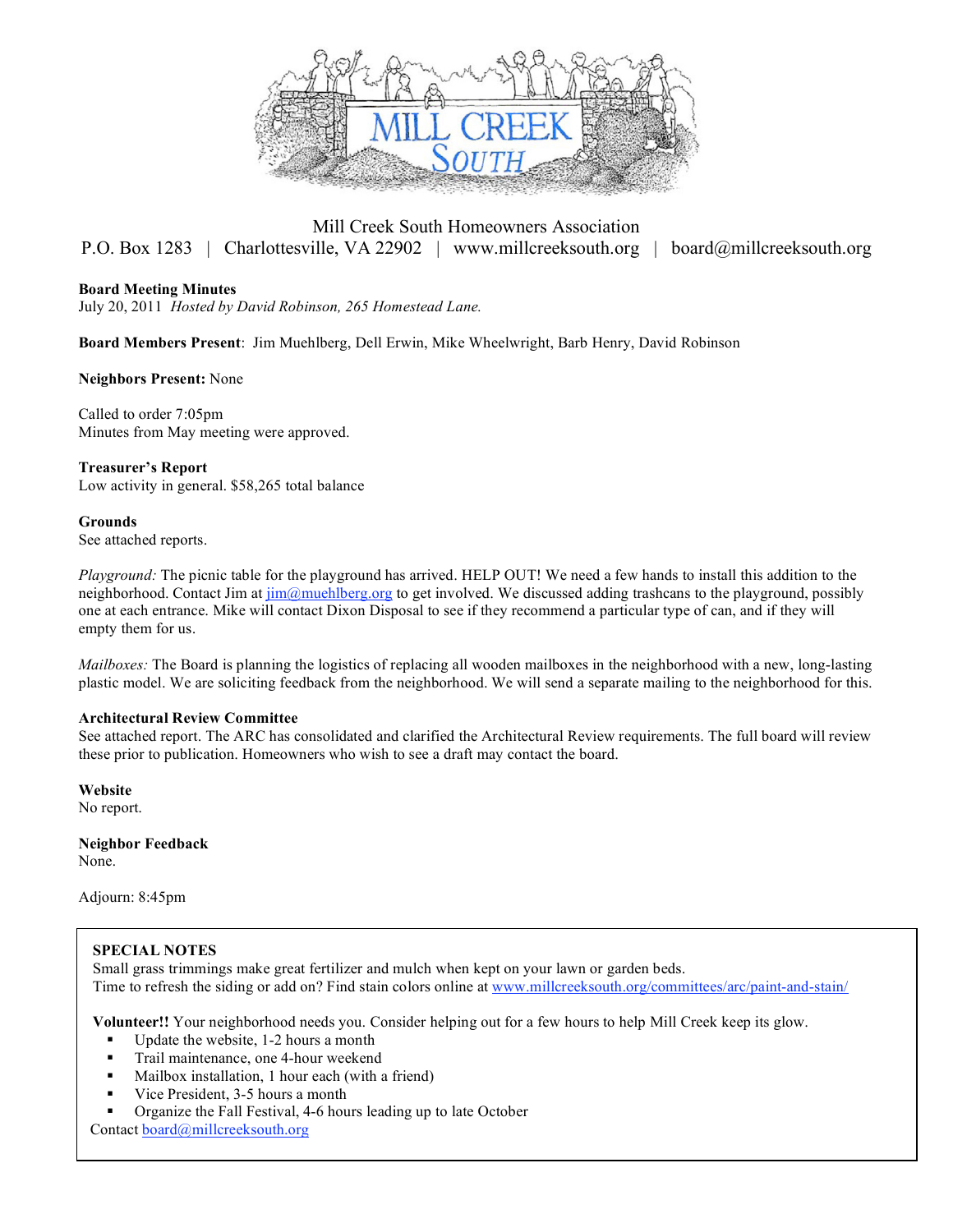Mill Creek South Homeowners Association

P.O. Box 1283 | Charlottesville, VA 22902 | www.millcreeksouth.org | board@millcreeksouth.org

**Board Meeting Minutes**

July 20, 2011 *Hosted by David Robinson, 265 Homestead Lane.*

**Board Members Present**: Jim Muehlberg, Dell Erwin, Mike Wheelwright, Barb Henry, David Robinson

**Neighbors Present:** None

Called to order 7:05pm

Minutes from May meeting were approved.

**Treasurer's Report**

Low activity in general. $58,265 total balance

**Grounds**

See attached reports.

*Playground:* The picnic table for the playground has arrived. HELP OUT! We need a few hands to install this addition to the neighborhood. Contact Jim at jim@muehlberg.org to get involved. We discussed adding trashcans to the playground, possibly one at each entrance. Mike will contact Dixon Disposal to see if they recommend a particular type of can, and if they will empty them for us.

*Mailboxes:* The Board is planning the logistics of replacing all wooden mailboxes in the neighborhood with a new, long-lasting plastic model. We are soliciting feedback from the neighborhood. We will send a separate mailing to the neighborhood for this.

**Architectural Review Committee**

See attached report. The ARC has consolidated and clarified the Architectural Review requirements. The full board will review these prior to publication. Homeowners who wish to see a draft may contact the board.

**Website**

No report.

**Neighbor Feedback**

None.

Adjourn: 8:45pm

**SPECIAL NOTES**

Small grass trimmings make great fertilizer and mulch when kept on your lawn or garden beds.

Time to refresh the siding or add on? Find stain colors online at www.millcreeksouth.org/committees/arc/paint-and-stain/

**Volunteer!!** Your neighborhood needs you. Consider helping out for a few hours to help Mill Creek keep its glow.

- Update the website, 1-2 hours a month
- Trail maintenance, one 4-hour weekend
- Mailbox installation, 1 hour each (with a friend)
- Vice President, 3-5 hours a month
- Organize the Fall Festival, 4-6 hours leading up to late October

Contact board@millcreeksouth.org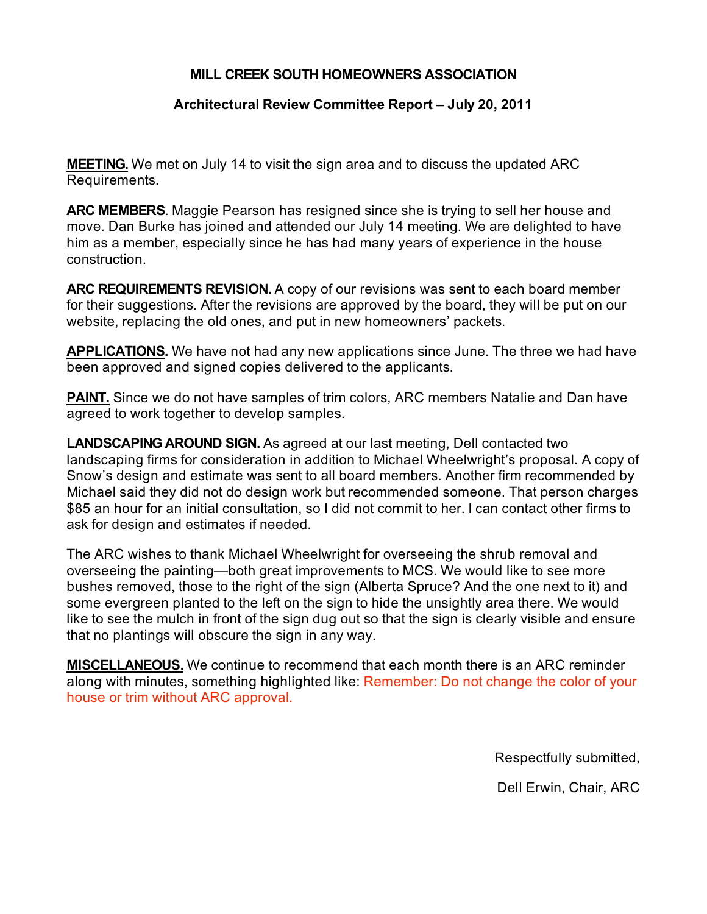**MILL CREEK SOUTH HOMEOWNERS ASSOCIATION**

**Architectural Review Committee Report – July 20, 2011**

**MEETING.** We met on July 14 to visit the sign area and to discuss the updated ARC Requirements.

**ARC MEMBERS**. Maggie Pearson has resigned since she is trying to sell her house and move. Dan Burke has joined and attended our July 14 meeting. We are delighted to have him as a member, especially since he has had many years of experience in the house construction.

**ARC REQUIREMENTS REVISION.** A copy of our revisions was sent to each board member for their suggestions. After the revisions are approved by the board, they will be put on our website, replacing the old ones, and put in new homeowners' packets.

**APPLICATIONS.** We have not had any new applications since June. The three we had have been approved and signed copies delivered to the applicants.

**PAINT.** Since we do not have samples of trim colors, ARC members Natalie and Dan have agreed to work together to develop samples.

**LANDSCAPING AROUND SIGN.** As agreed at our last meeting, Dell contacted two landscaping firms for consideration in addition to Michael Wheelwright's proposal. A copy of Snow's design and estimate was sent to all board members. Another firm recommended by Michael said they did not do design work but recommended someone. That person charges $85 an hour for an initial consultation, so I did not commit to her. I can contact other firms to ask for design and estimates if needed.

The ARC wishes to thank Michael Wheelwright for overseeing the shrub removal and overseeing the painting—both great improvements to MCS. We would like to see more bushes removed, those to the right of the sign (Alberta Spruce? And the one next to it) and some evergreen planted to the left on the sign to hide the unsightly area there. We would like to see the mulch in front of the sign dug out so that the sign is clearly visible and ensure that no plantings will obscure the sign in any way.

**MISCELLANEOUS.** We continue to recommend that each month there is an ARC reminder along with minutes, something highlighted like: Remember: Do not change the color of your house or trim without ARC approval.

Respectfully submitted,

Dell Erwin, Chair, ARC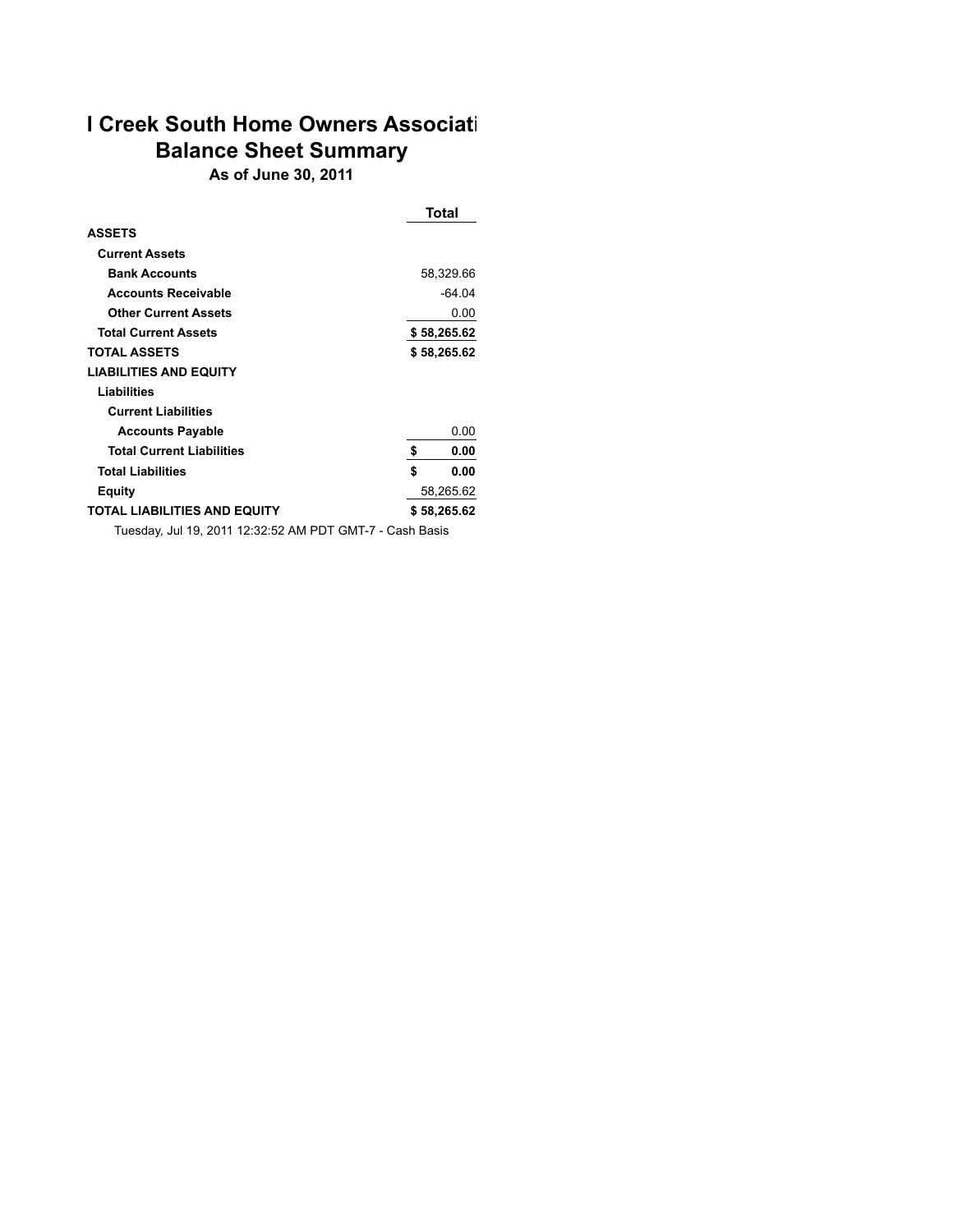# l Creek South Home Owners Associati
## Balance Sheet Summary
### As of June 30, 2011

| | Total |
|---|---|
| **ASSETS** | |
| **Current Assets** | |
| **Bank Accounts** | 58,329.66 |
| **Accounts Receivable** | -64.04 |
| **Other Current Assets** | 0.00 |
| **Total Current Assets** | **$ 58,265.62** |
| **TOTAL ASSETS** | **$ 58,265.62** |
| **LIABILITIES AND EQUITY** | |
| **Liabilities** | |
| **Current Liabilities** | |
| **Accounts Payable** | 0.00 |
| **Total Current Liabilities** | **$ 0.00** |
| **Total Liabilities** | **$ 0.00** |
| **Equity** | 58,265.62 |
| **TOTAL LIABILITIES AND EQUITY** | **$ 58,265.62** |

Tuesday, Jul 19, 2011 12:32:52 AM PDT GMT-7 - Cash Basis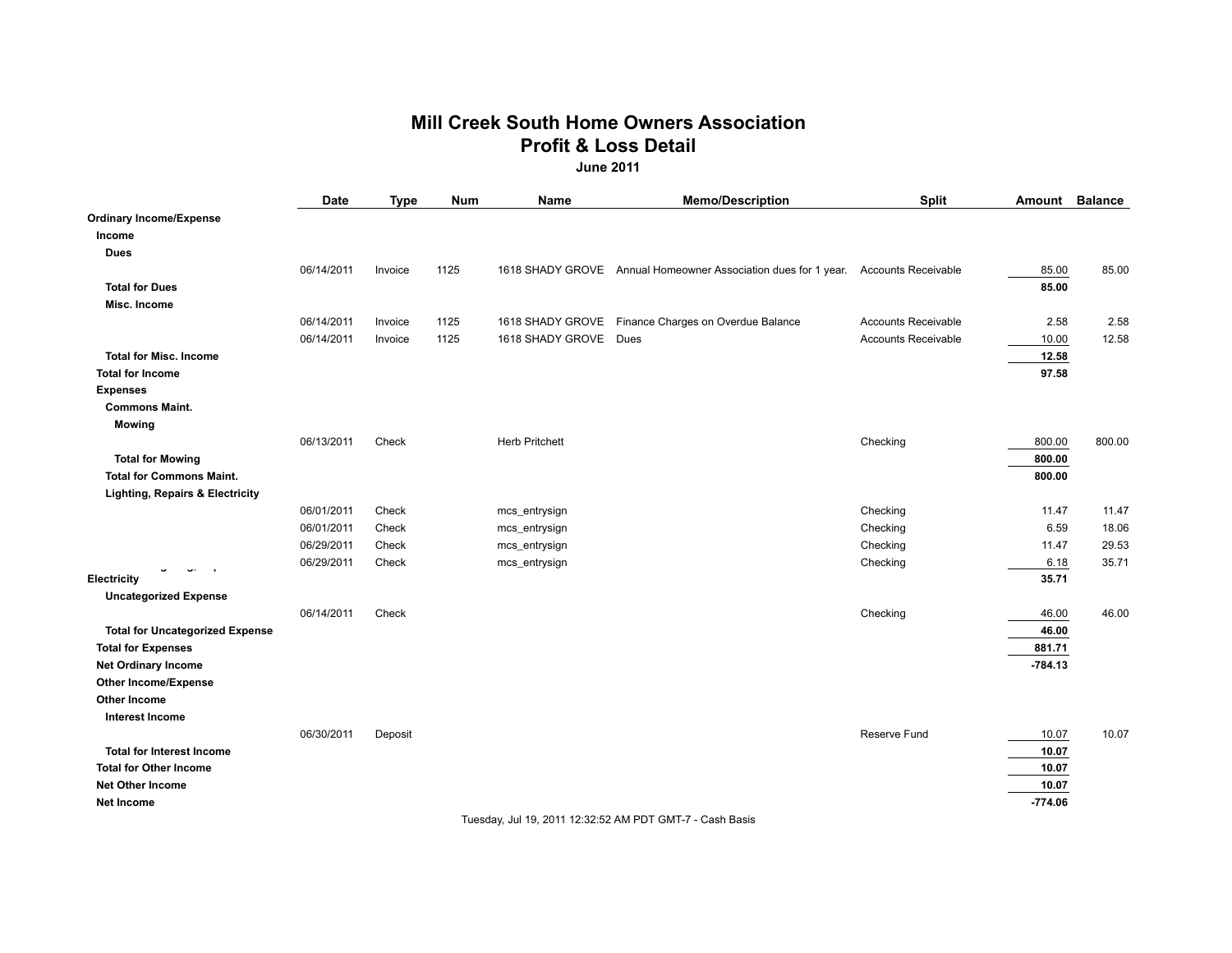# Mill Creek South Home Owners Association
## Profit & Loss Detail
### June 2011

| | Date | Type | Num | Name | Memo/Description | Split | Amount | Balance |
|---|---|---|---|---|---|---|---|---|
| **Ordinary Income/Expense** | | | | | | | | |
| **Income** | | | | | | | | |
| **Dues** | | | | | | | | |
| | 06/14/2011 | Invoice | 1125 | 1618 SHADY GROVE | Annual Homeowner Association dues for 1 year. | Accounts Receivable | 85.00 | 85.00 |
| **Total for Dues** | | | | | | | **85.00** | |
| **Misc. Income** | | | | | | | | |
| | 06/14/2011 | Invoice | 1125 | 1618 SHADY GROVE | Finance Charges on Overdue Balance | Accounts Receivable | 2.58 | 2.58 |
| | 06/14/2011 | Invoice | 1125 | 1618 SHADY GROVE | Dues | Accounts Receivable | 10.00 | 12.58 |
| **Total for Misc. Income** | | | | | | | **12.58** | |
| **Total for Income** | | | | | | | **97.58** | |
| **Expenses** | | | | | | | | |
| **Commons Maint.** | | | | | | | | |
| **Mowing** | | | | | | | | |
| | 06/13/2011 | Check | | Herb Pritchett | | Checking | 800.00 | 800.00 |
| **Total for Mowing** | | | | | | | **800.00** | |
| **Total for Commons Maint.** | | | | | | | **800.00** | |
| **Lighting, Repairs & Electricity** | | | | | | | | |
| | 06/01/2011 | Check | | mcs_entrysign | | Checking | 11.47 | 11.47 |
| | 06/01/2011 | Check | | mcs_entrysign | | Checking | 6.59 | 18.06 |
| | 06/29/2011 | Check | | mcs_entrysign | | Checking | 11.47 | 29.53 |
| | 06/29/2011 | Check | | mcs_entrysign | | Checking | 6.18 | 35.71 |
| **Total for Lighting, Repairs & Electricity** | | | | | | | **35.71** | |
| **Uncategorized Expense** | | | | | | | | |
| | 06/14/2011 | Check | | | | Checking | 46.00 | 46.00 |
| **Total for Uncategorized Expense** | | | | | | | **46.00** | |
| **Total for Expenses** | | | | | | | **881.71** | |
| **Net Ordinary Income** | | | | | | | **-784.13** | |
| **Other Income/Expense** | | | | | | | | |
| **Other Income** | | | | | | | | |
| **Interest Income** | | | | | | | | |
| | 06/30/2011 | Deposit | | | | Reserve Fund | 10.07 | 10.07 |
| **Total for Interest Income** | | | | | | | **10.07** | |
| **Total for Other Income** | | | | | | | **10.07** | |
| **Net Other Income** | | | | | | | **10.07** | |
| **Net Income** | | | | | | | **-774.06** | |

Tuesday, Jul 19, 2011 12:32:52 AM PDT GMT-7 - Cash Basis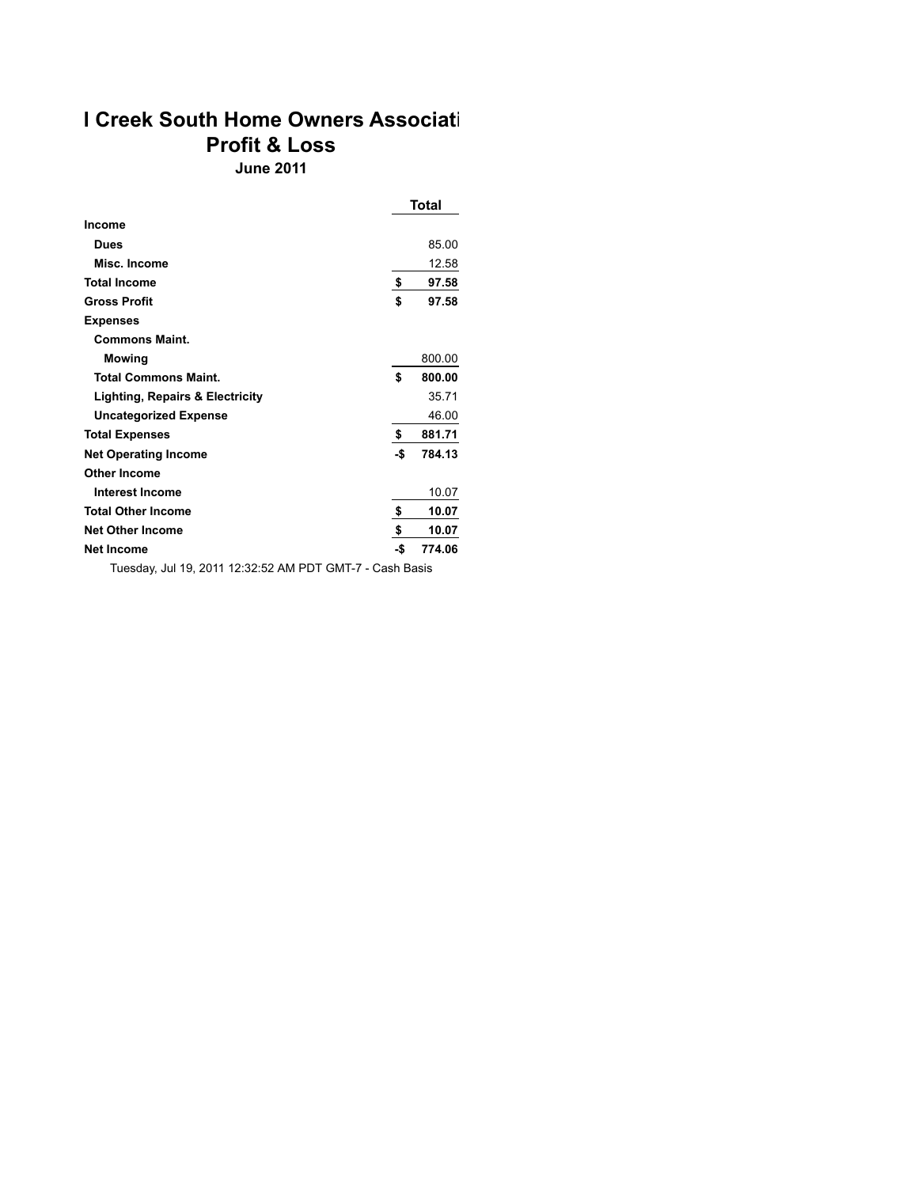# l Creek South Home Owners Associati

## Profit & Loss

### June 2011

| | Total |
|---|---|
| **Income** | |
| **Dues** | 85.00 |
| **Misc. Income** | 12.58 |
| **Total Income** | **$ 97.58** |
| **Gross Profit** | **$ 97.58** |
| **Expenses** | |
| **Commons Maint.** | |
| **Mowing** | 800.00 |
| **Total Commons Maint.** | **$ 800.00** |
| **Lighting, Repairs & Electricity** | 35.71 |
| **Uncategorized Expense** | 46.00 |
| **Total Expenses** | **$ 881.71** |
| **Net Operating Income** | **-$ 784.13** |
| **Other Income** | |
| **Interest Income** | 10.07 |
| **Total Other Income** | **$ 10.07** |
| **Net Other Income** | **$ 10.07** |
| **Net Income** | **-$ 774.06** |

Tuesday, Jul 19, 2011 12:32:52 AM PDT GMT-7 - Cash Basis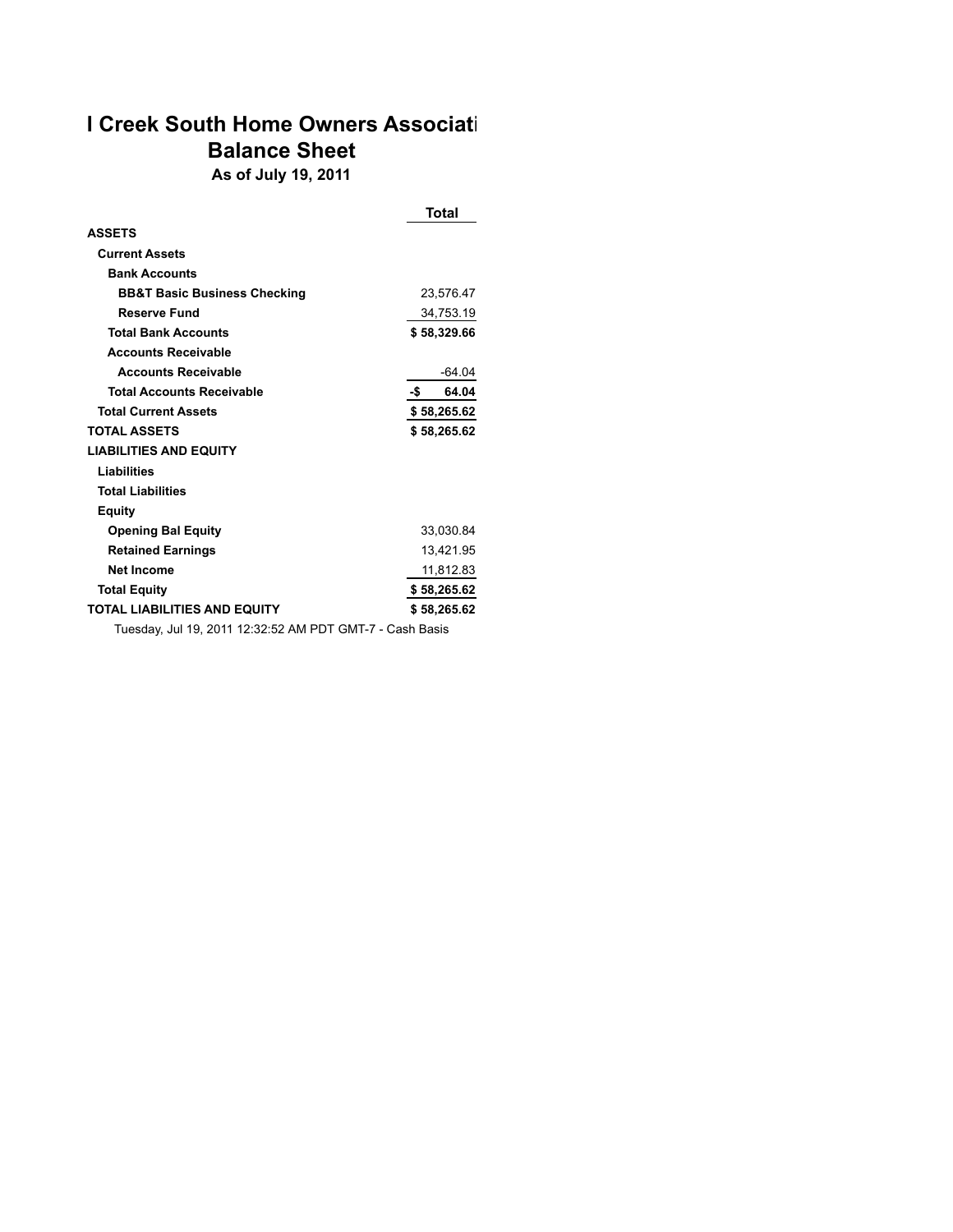# l Creek South Home Owners Associati
## Balance Sheet
### As of July 19, 2011

| | Total |
|---|---|
| **ASSETS** | |
| **Current Assets** | |
| **Bank Accounts** | |
| **BB&T Basic Business Checking** | 23,576.47 |
| **Reserve Fund** | 34,753.19 |
| **Total Bank Accounts** | **$ 58,329.66** |
| **Accounts Receivable** | |
| **Accounts Receivable** | -64.04 |
| **Total Accounts Receivable** | **-$ 64.04** |
| **Total Current Assets** | **$ 58,265.62** |
| **TOTAL ASSETS** | **$ 58,265.62** |
| **LIABILITIES AND EQUITY** | |
| **Liabilities** | |
| **Total Liabilities** | |
| **Equity** | |
| **Opening Bal Equity** | 33,030.84 |
| **Retained Earnings** | 13,421.95 |
| **Net Income** | 11,812.83 |
| **Total Equity** | **$ 58,265.62** |
| **TOTAL LIABILITIES AND EQUITY** | **$ 58,265.62** |

Tuesday, Jul 19, 2011 12:32:52 AM PDT GMT-7 - Cash Basis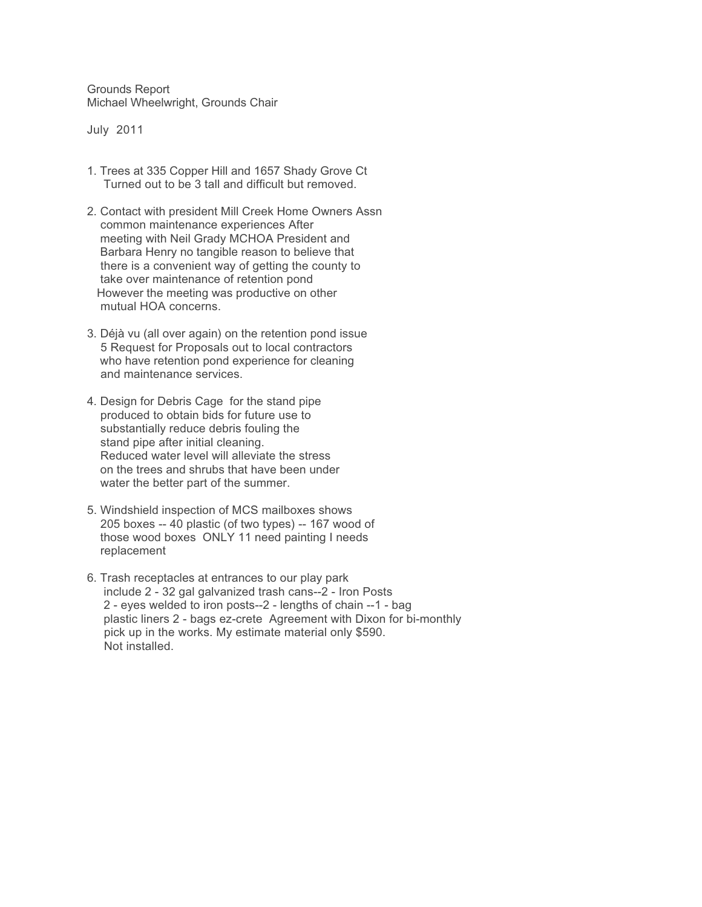Grounds Report
Michael Wheelwright, Grounds Chair

July 2011

1. Trees at 335 Copper Hill and 1657 Shady Grove Ct
   Turned out to be 3 tall and difficult but removed.

2. Contact with president Mill Creek Home Owners Assn
   common maintenance experiences After
   meeting with Neil Grady MCHOA President and
   Barbara Henry no tangible reason to believe that
   there is a convenient way of getting the county to
   take over maintenance of retention pond
   However the meeting was productive on other
   mutual HOA concerns.

3. Déjà vu (all over again) on the retention pond issue
   5 Request for Proposals out to local contractors
   who have retention pond experience for cleaning
   and maintenance services.

4. Design for Debris Cage for the stand pipe
   produced to obtain bids for future use to
   substantially reduce debris fouling the
   stand pipe after initial cleaning.
   Reduced water level will alleviate the stress
   on the trees and shrubs that have been under
   water the better part of the summer.

5. Windshield inspection of MCS mailboxes shows
   205 boxes -- 40 plastic (of two types) -- 167 wood of
   those wood boxes ONLY 11 need painting I needs
   replacement

6. Trash receptacles at entrances to our play park
   include 2 - 32 gal galvanized trash cans--2 - Iron Posts
   2 - eyes welded to iron posts--2 - lengths of chain --1 - bag
   plastic liners 2 - bags ez-crete Agreement with Dixon for bi-monthly
   pick up in the works. My estimate material only $590.
   Not installed.